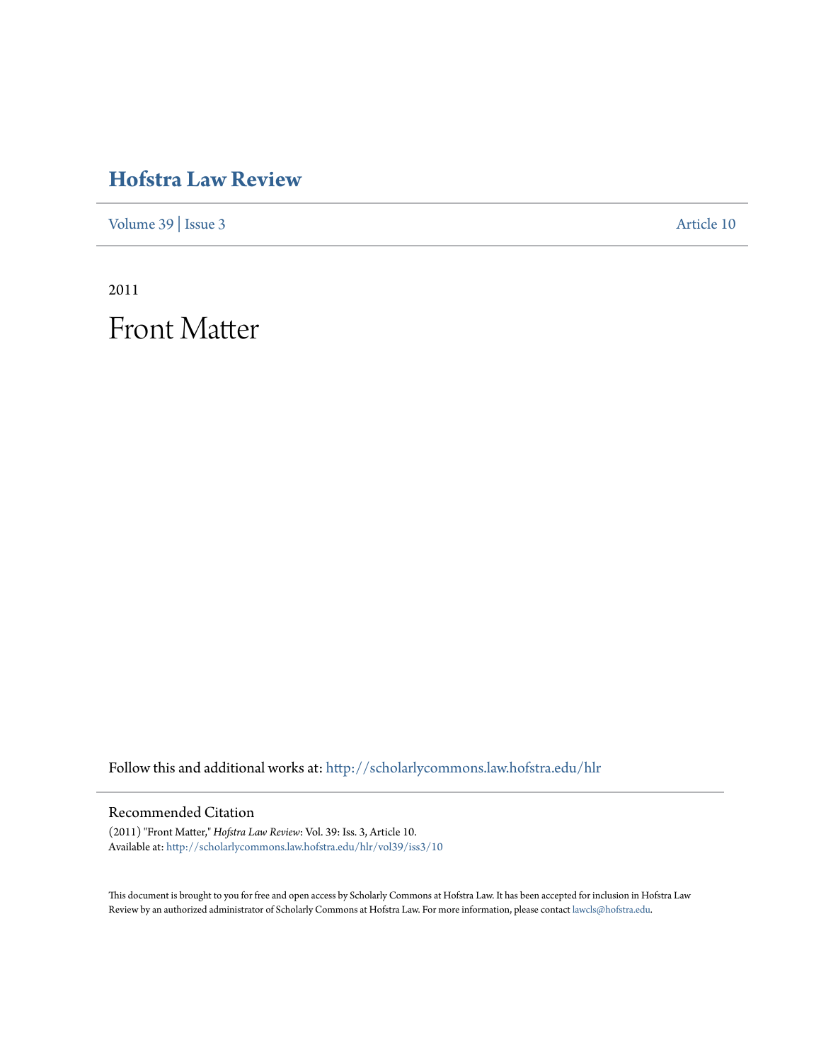# Hofstra Law Review

Volume 39 | Issue 3 Article 10

2011

# Front Matter

Follow this and additional works at: http://scholarlycommons.law.hofstra.edu/hlr

## Recommended Citation

(2011) "Front Matter," *Hofstra Law Review*: Vol. 39: Iss. 3, Article 10.
Available at: http://scholarlycommons.law.hofstra.edu/hlr/vol39/iss3/10

This document is brought to you for free and open access by Scholarly Commons at Hofstra Law. It has been accepted for inclusion in Hofstra Law Review by an authorized administrator of Scholarly Commons at Hofstra Law. For more information, please contact lawcls@hofstra.edu.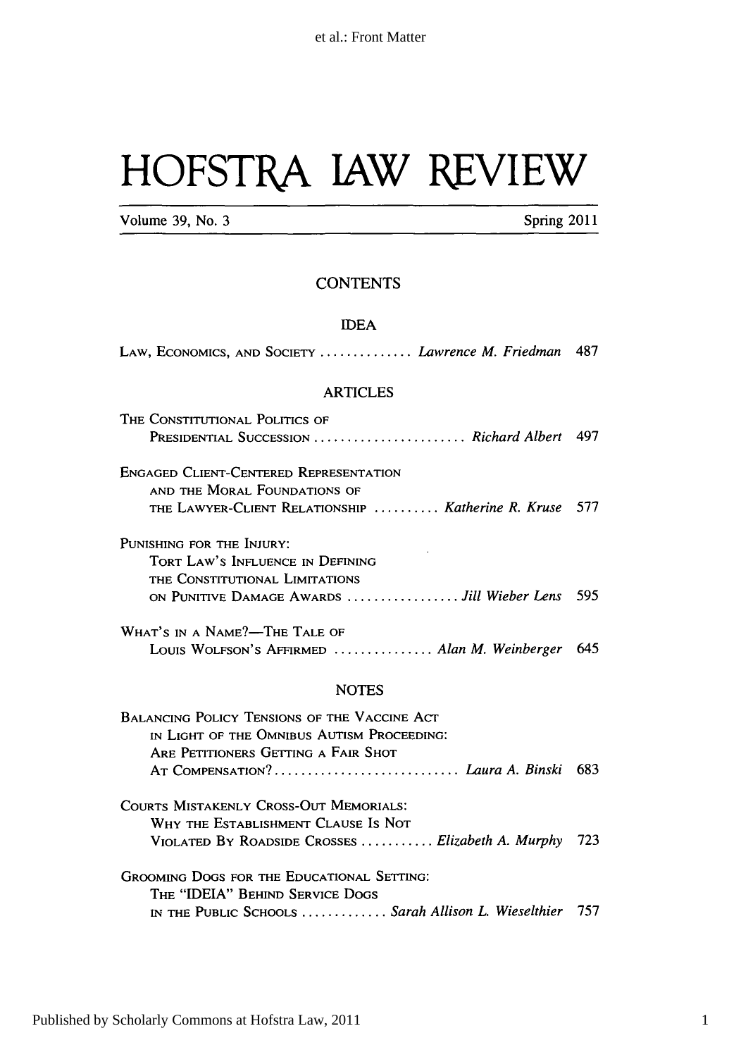# HOFSTRA LAW REVIEW

Volume 39, No. 3 Spring 2011

## CONTENTS

### IDEA

LAW, ECONOMICS, AND SOCIETY .............. *Lawrence M. Friedman* 487

### ARTICLES

THE CONSTITUTIONAL POLITICS OF PRESIDENTIAL SUCCESSION ....................... *Richard Albert* 497

ENGAGED CLIENT-CENTERED REPRESENTATION AND THE MORAL FOUNDATIONS OF THE LAWYER-CLIENT RELATIONSHIP .......... *Katherine R. Kruse* 577

PUNISHING FOR THE INJURY: TORT LAW'S INFLUENCE IN DEFINING THE CONSTITUTIONAL LIMITATIONS ON PUNITIVE DAMAGE AWARDS ................. *Jill Wieber Lens* 595

WHAT'S IN A NAME?—THE TALE OF LOUIS WOLFSON'S AFFIRMED ............... *Alan M. Weinberger* 645

### NOTES

BALANCING POLICY TENSIONS OF THE VACCINE ACT IN LIGHT OF THE OMNIBUS AUTISM PROCEEDING: ARE PETITIONERS GETTING A FAIR SHOT AT COMPENSATION? ............................ *Laura A. Binski* 683

COURTS MISTAKENLY CROSS-OUT MEMORIALS: WHY THE ESTABLISHMENT CLAUSE IS NOT VIOLATED BY ROADSIDE CROSSES ........... *Elizabeth A. Murphy* 723

GROOMING DOGS FOR THE EDUCATIONAL SETTING: THE "IDEIA" BEHIND SERVICE DOGS IN THE PUBLIC SCHOOLS ............. *Sarah Allison L. Wieselthier* 757